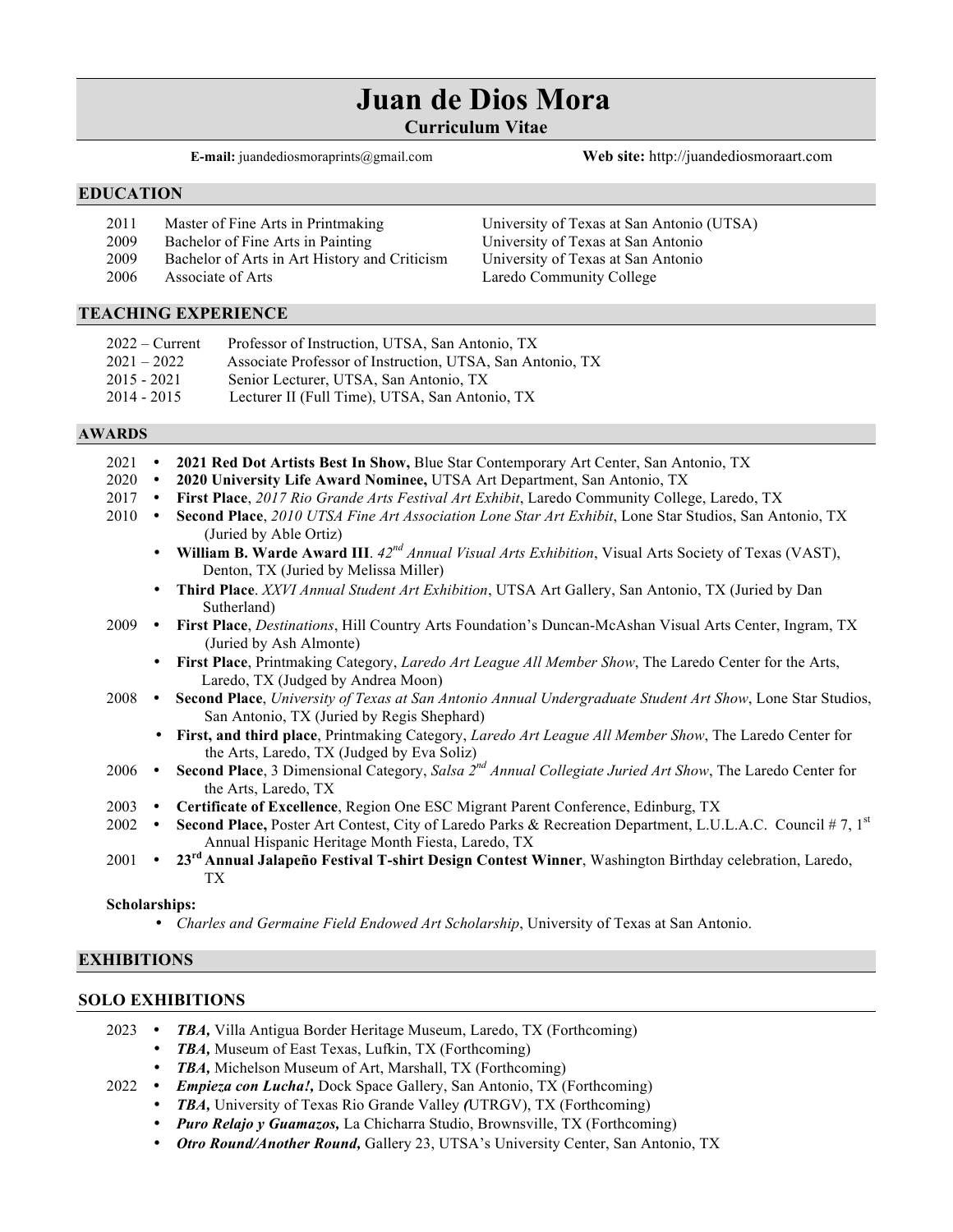# Juan de Dios Mora

**Curriculum Vitae**

**E-mail:** juandediosmoraprints@gmail.com **Web site:** http://juandediosmoraart.com

## EDUCATION

| | | |
|---|---|---|
| 2011 | Master of Fine Arts in Printmaking | University of Texas at San Antonio (UTSA) |
| 2009 | Bachelor of Fine Arts in Painting | University of Texas at San Antonio |
| 2009 | Bachelor of Arts in Art History and Criticism | University of Texas at San Antonio |
| 2006 | Associate of Arts | Laredo Community College |

## TEACHING EXPERIENCE

| | |
|---|---|
| 2022 – Current | Professor of Instruction, UTSA, San Antonio, TX |
| 2021 – 2022 | Associate Professor of Instruction, UTSA, San Antonio, TX |
| 2015 - 2021 | Senior Lecturer, UTSA, San Antonio, TX |
| 2014 - 2015 | Lecturer II (Full Time), UTSA, San Antonio, TX |

## AWARDS

2021
- **2021 Red Dot Artists Best In Show,** Blue Star Contemporary Art Center, San Antonio, TX

2020
- **2020 University Life Award Nominee,** UTSA Art Department, San Antonio, TX

2017
- **First Place**, *2017 Rio Grande Arts Festival Art Exhibit*, Laredo Community College, Laredo, TX

2010
- **Second Place**, *2010 UTSA Fine Art Association Lone Star Art Exhibit*, Lone Star Studios, San Antonio, TX (Juried by Able Ortiz)
- **William B. Warde Award III**. *42nd Annual Visual Arts Exhibition*, Visual Arts Society of Texas (VAST), Denton, TX (Juried by Melissa Miller)
- **Third Place**. *XXVI Annual Student Art Exhibition*, UTSA Art Gallery, San Antonio, TX (Juried by Dan Sutherland)

2009
- **First Place**, *Destinations*, Hill Country Arts Foundation's Duncan-McAshan Visual Arts Center, Ingram, TX (Juried by Ash Almonte)
- **First Place**, Printmaking Category, *Laredo Art League All Member Show*, The Laredo Center for the Arts, Laredo, TX (Judged by Andrea Moon)

2008
- **Second Place**, *University of Texas at San Antonio Annual Undergraduate Student Art Show*, Lone Star Studios, San Antonio, TX (Juried by Regis Shephard)
- **First, and third place**, Printmaking Category, *Laredo Art League All Member Show*, The Laredo Center for the Arts, Laredo, TX (Judged by Eva Soliz)

2006
- **Second Place**, 3 Dimensional Category, *Salsa 2nd Annual Collegiate Juried Art Show*, The Laredo Center for the Arts, Laredo, TX

2003
- **Certificate of Excellence**, Region One ESC Migrant Parent Conference, Edinburg, TX

2002
- **Second Place,** Poster Art Contest, City of Laredo Parks & Recreation Department, L.U.L.A.C. Council # 7, 1st Annual Hispanic Heritage Month Fiesta, Laredo, TX

2001
- **23rd Annual Jalapeño Festival T-shirt Design Contest Winner**, Washington Birthday celebration, Laredo, TX

**Scholarships:**
- *Charles and Germaine Field Endowed Art Scholarship*, University of Texas at San Antonio.

## EXHIBITIONS

## SOLO EXHIBITIONS

2023
- ***TBA,*** Villa Antigua Border Heritage Museum, Laredo, TX (Forthcoming)
- ***TBA,*** Museum of East Texas, Lufkin, TX (Forthcoming)
- ***TBA,*** Michelson Museum of Art, Marshall, TX (Forthcoming)

2022
- ***Empieza con Lucha!,*** Dock Space Gallery, San Antonio, TX (Forthcoming)
- ***TBA,*** University of Texas Rio Grande Valley (UTRGV), TX (Forthcoming)
- ***Puro Relajo y Guamazos,*** La Chicharra Studio, Brownsville, TX (Forthcoming)
- ***Otro Round/Another Round,*** Gallery 23, UTSA's University Center, San Antonio, TX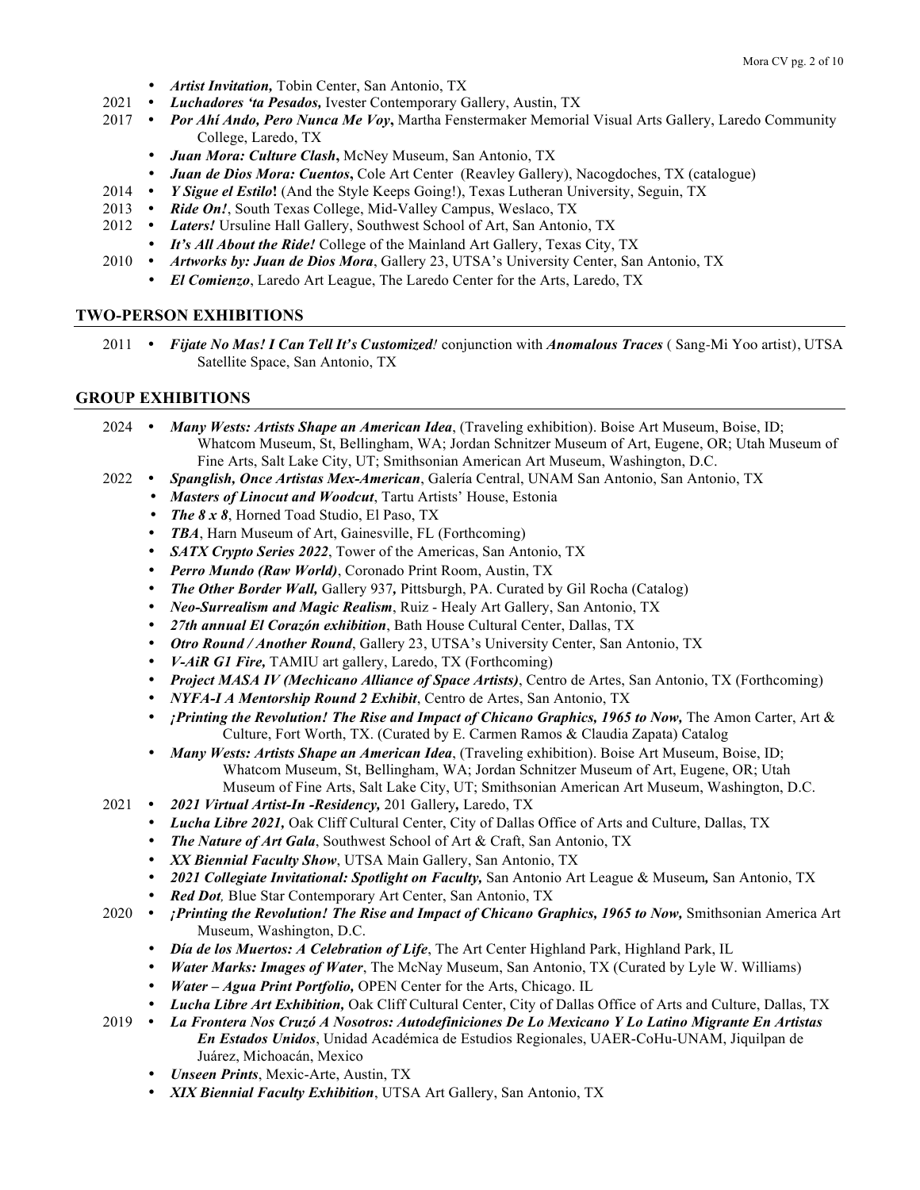- 
  - ***Artist Invitation,*** Tobin Center, San Antonio, TX
- 2021
  - ***Luchadores 'ta Pesados,*** Ivester Contemporary Gallery, Austin, TX
- 2017
  - ***Por Ahí Ando, Pero Nunca Me Voy*****,** Martha Fenstermaker Memorial Visual Arts Gallery, Laredo Community College, Laredo, TX
  - ***Juan Mora: Culture Clash*****,** McNey Museum, San Antonio, TX
  - ***Juan de Dios Mora: Cuentos*****,** Cole Art Center (Reavley Gallery), Nacogdoches, TX (catalogue)
- 2014
  - ***Y Sigue el Estilo*****!** (And the Style Keeps Going!), Texas Lutheran University, Seguin, TX
- 2013
  - ***Ride On!***, South Texas College, Mid-Valley Campus, Weslaco, TX
- 2012
  - ***Laters!*** Ursuline Hall Gallery, Southwest School of Art, San Antonio, TX
  - ***It's All About the Ride!*** College of the Mainland Art Gallery, Texas City, TX
- 2010
  - ***Artworks by: Juan de Dios Mora***, Gallery 23, UTSA's University Center, San Antonio, TX
  - ***El Comienzo***, Laredo Art League, The Laredo Center for the Arts, Laredo, TX

## TWO-PERSON EXHIBITIONS

- 2011
  - ***Fijate No Mas! I Can Tell It's Customized****!* conjunction with ***Anomalous Traces*** ( Sang-Mi Yoo artist), UTSA Satellite Space, San Antonio, TX

## GROUP EXHIBITIONS

- 2024
  - ***Many Wests: Artists Shape an American Idea***, (Traveling exhibition). Boise Art Museum, Boise, ID; Whatcom Museum, St, Bellingham, WA; Jordan Schnitzer Museum of Art, Eugene, OR; Utah Museum of Fine Arts, Salt Lake City, UT; Smithsonian American Art Museum, Washington, D.C.
- 2022
  - ***Spanglish, Once Artistas Mex-American***, Galería Central, UNAM San Antonio, San Antonio, TX
  - ***Masters of Linocut and Woodcut***, Tartu Artists' House, Estonia
  - ***The 8 x 8***, Horned Toad Studio, El Paso, TX
  - ***TBA***, Harn Museum of Art, Gainesville, FL (Forthcoming)
  - ***SATX Crypto Series 2022***, Tower of the Americas, San Antonio, TX
  - ***Perro Mundo (Raw World)***, Coronado Print Room, Austin, TX
  - ***The Other Border Wall,*** Gallery 937**,** Pittsburgh, PA. Curated by Gil Rocha (Catalog)
  - ***Neo-Surrealism and Magic Realism***, Ruiz - Healy Art Gallery, San Antonio, TX
  - ***27th annual El Corazón exhibition***, Bath House Cultural Center, Dallas, TX
  - ***Otro Round / Another Round***, Gallery 23, UTSA's University Center, San Antonio, TX
  - ***V-AiR G1 Fire,*** TAMIU art gallery, Laredo, TX (Forthcoming)
  - ***Project MASA IV (Mechicano Alliance of Space Artists)***, Centro de Artes, San Antonio, TX (Forthcoming)
  - ***NYFA-I A Mentorship Round 2 Exhibit***, Centro de Artes, San Antonio, TX
  - ***¡Printing the Revolution! The Rise and Impact of Chicano Graphics, 1965 to Now,*** The Amon Carter, Art & Culture, Fort Worth, TX. (Curated by E. Carmen Ramos & Claudia Zapata) Catalog
  - ***Many Wests: Artists Shape an American Idea***, (Traveling exhibition). Boise Art Museum, Boise, ID; Whatcom Museum, St, Bellingham, WA; Jordan Schnitzer Museum of Art, Eugene, OR; Utah Museum of Fine Arts, Salt Lake City, UT; Smithsonian American Art Museum, Washington, D.C.
- 2021
  - ***2021 Virtual Artist-In -Residency,*** 201 Gallery**,** Laredo, TX
  - ***Lucha Libre 2021,*** Oak Cliff Cultural Center, City of Dallas Office of Arts and Culture, Dallas, TX
  - ***The Nature of Art Gala***, Southwest School of Art & Craft, San Antonio, TX
  - ***XX Biennial Faculty Show***, UTSA Main Gallery, San Antonio, TX
  - ***2021 Collegiate Invitational: Spotlight on Faculty,*** San Antonio Art League & Museum**,** San Antonio, TX
  - ***Red Dot,*** Blue Star Contemporary Art Center, San Antonio, TX
- 2020
  - ***¡Printing the Revolution! The Rise and Impact of Chicano Graphics, 1965 to Now,*** Smithsonian America Art Museum, Washington, D.C.
  - ***Día de los Muertos: A Celebration of Life***, The Art Center Highland Park, Highland Park, IL
  - ***Water Marks: Images of Water***, The McNay Museum, San Antonio, TX (Curated by Lyle W. Williams)
  - ***Water – Agua Print Portfolio,*** OPEN Center for the Arts, Chicago. IL
  - ***Lucha Libre Art Exhibition,*** Oak Cliff Cultural Center, City of Dallas Office of Arts and Culture, Dallas, TX
- 2019
  - ***La Frontera Nos Cruzó A Nosotros: Autodefiniciones De Lo Mexicano Y Lo Latino Migrante En Artistas En Estados Unidos***, Unidad Académica de Estudios Regionales, UAER-CoHu-UNAM, Jiquilpan de Juárez, Michoacán, Mexico
  - ***Unseen Prints***, Mexic-Arte, Austin, TX
  - ***XIX Biennial Faculty Exhibition***, UTSA Art Gallery, San Antonio, TX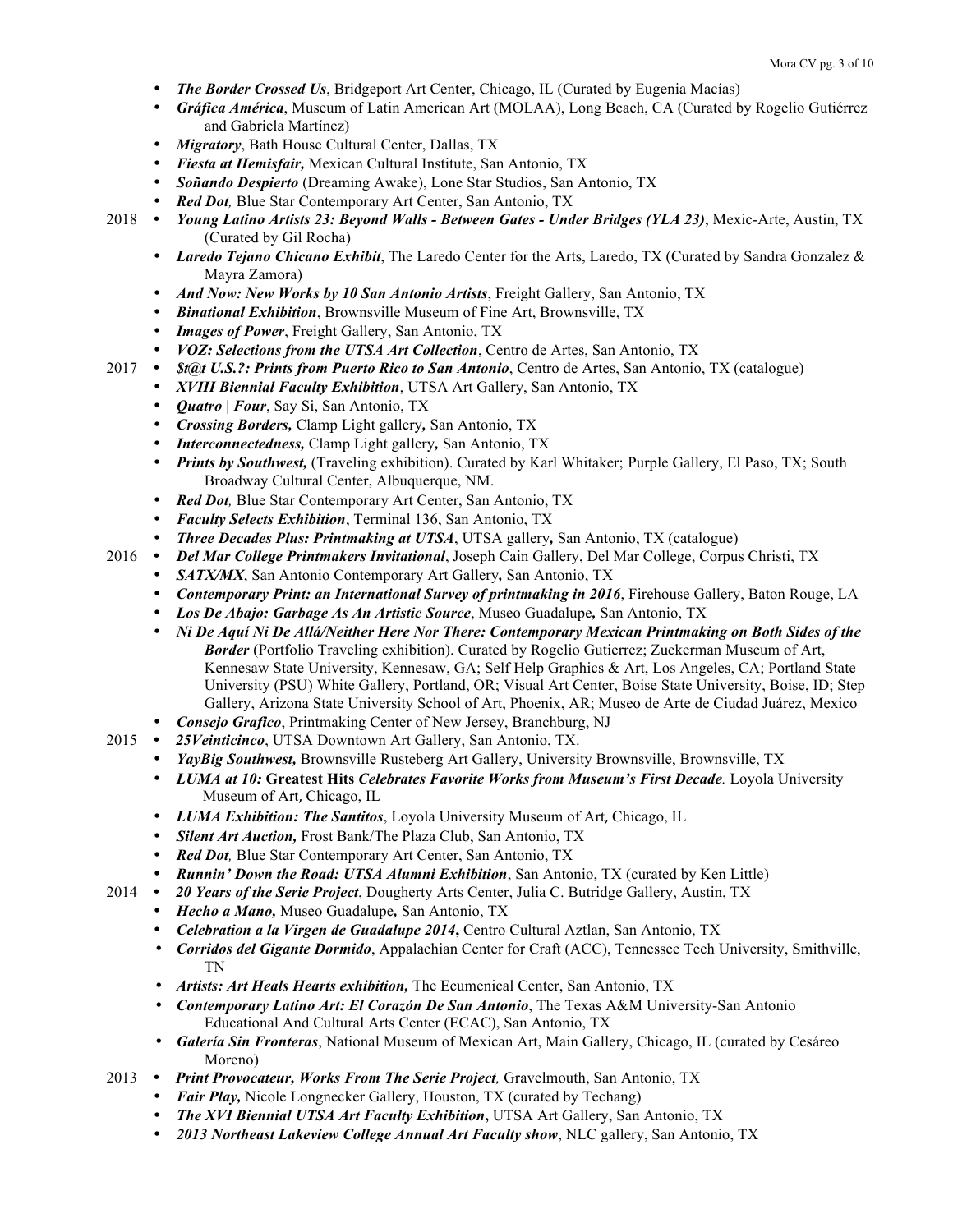- ***The Border Crossed Us***, Bridgeport Art Center, Chicago, IL (Curated by Eugenia Macías)
- ***Gráfica América***, Museum of Latin American Art (MOLAA), Long Beach, CA (Curated by Rogelio Gutiérrez and Gabriela Martínez)
- ***Migratory***, Bath House Cultural Center, Dallas, TX
- ***Fiesta at Hemisfair,*** Mexican Cultural Institute, San Antonio, TX
- ***Soñando Despierto*** (Dreaming Awake), Lone Star Studios, San Antonio, TX
- ***Red Dot,*** Blue Star Contemporary Art Center, San Antonio, TX

2018
- ***Young Latino Artists 23: Beyond Walls - Between Gates - Under Bridges (YLA 23)***, Mexic-Arte, Austin, TX (Curated by Gil Rocha)
- ***Laredo Tejano Chicano Exhibit***, The Laredo Center for the Arts, Laredo, TX (Curated by Sandra Gonzalez & Mayra Zamora)
- ***And Now: New Works by 10 San Antonio Artists***, Freight Gallery, San Antonio, TX
- ***Binational Exhibition***, Brownsville Museum of Fine Art, Brownsville, TX
- ***Images of Power***, Freight Gallery, San Antonio, TX
- ***VOZ: Selections from the UTSA Art Collection***, Centro de Artes, San Antonio, TX

2017
- ***$t@t U.S.?: Prints from Puerto Rico to San Antonio***, Centro de Artes, San Antonio, TX (catalogue)
- ***XVIII Biennial Faculty Exhibition***, UTSA Art Gallery, San Antonio, TX
- ***Quatro | Four***, Say Si, San Antonio, TX
- ***Crossing Borders,*** Clamp Light gallery***,*** San Antonio, TX
- ***Interconnectedness,*** Clamp Light gallery***,*** San Antonio, TX
- ***Prints by Southwest,*** (Traveling exhibition). Curated by Karl Whitaker; Purple Gallery, El Paso, TX; South Broadway Cultural Center, Albuquerque, NM.
- ***Red Dot,*** Blue Star Contemporary Art Center, San Antonio, TX
- ***Faculty Selects Exhibition***, Terminal 136, San Antonio, TX
- ***Three Decades Plus: Printmaking at UTSA***, UTSA gallery***,*** San Antonio, TX (catalogue)

2016
- ***Del Mar College Printmakers Invitational***, Joseph Cain Gallery, Del Mar College, Corpus Christi, TX
- ***SATX/MX***, San Antonio Contemporary Art Gallery***,*** San Antonio, TX
- ***Contemporary Print: an International Survey of printmaking in 2016***, Firehouse Gallery, Baton Rouge, LA
- ***Los De Abajo: Garbage As An Artistic Source***, Museo Guadalupe***,*** San Antonio, TX
- ***Ni De Aquí Ni De Allá/Neither Here Nor There: Contemporary Mexican Printmaking on Both Sides of the Border*** (Portfolio Traveling exhibition). Curated by Rogelio Gutierrez; Zuckerman Museum of Art, Kennesaw State University, Kennesaw, GA; Self Help Graphics & Art, Los Angeles, CA; Portland State University (PSU) White Gallery, Portland, OR; Visual Art Center, Boise State University, Boise, ID; Step Gallery, Arizona State University School of Art, Phoenix, AR; Museo de Arte de Ciudad Juárez, Mexico
- ***Consejo Grafico***, Printmaking Center of New Jersey, Branchburg, NJ

2015
- ***25Veinticinco***, UTSA Downtown Art Gallery, San Antonio, TX.
- ***YayBig Southwest,*** Brownsville Rusteberg Art Gallery, University Brownsville, Brownsville, TX
- ***LUMA at 10:*** **Greatest Hits** ***Celebrates Favorite Works from Museum's First Decade.*** Loyola University Museum of Art, Chicago, IL
- ***LUMA Exhibition: The Santitos***, Loyola University Museum of Art, Chicago, IL
- ***Silent Art Auction,*** Frost Bank/The Plaza Club, San Antonio, TX
- ***Red Dot,*** Blue Star Contemporary Art Center, San Antonio, TX
- ***Runnin' Down the Road: UTSA Alumni Exhibition***, San Antonio, TX (curated by Ken Little)

2014
- ***20 Years of the Serie Project***, Dougherty Arts Center, Julia C. Butridge Gallery, Austin, TX
- ***Hecho a Mano,*** Museo Guadalupe***,*** San Antonio, TX
- ***Celebration a la Virgen de Guadalupe 2014*****,** Centro Cultural Aztlan, San Antonio, TX
- ***Corridos del Gigante Dormido***, Appalachian Center for Craft (ACC), Tennessee Tech University, Smithville, TN
- ***Artists: Art Heals Hearts exhibition,*** The Ecumenical Center, San Antonio, TX
- ***Contemporary Latino Art: El Corazón De San Antonio***, The Texas A&M University-San Antonio Educational And Cultural Arts Center (ECAC), San Antonio, TX
- ***Galería Sin Fronteras***, National Museum of Mexican Art, Main Gallery, Chicago, IL (curated by Cesáreo Moreno)

2013
- ***Print Provocateur, Works From The Serie Project,*** Gravelmouth, San Antonio, TX
- ***Fair Play,*** Nicole Longnecker Gallery, Houston, TX (curated by Techang)
- ***The XVI Biennial UTSA Art Faculty Exhibition*****,** UTSA Art Gallery, San Antonio, TX
- ***2013 Northeast Lakeview College Annual Art Faculty show***, NLC gallery, San Antonio, TX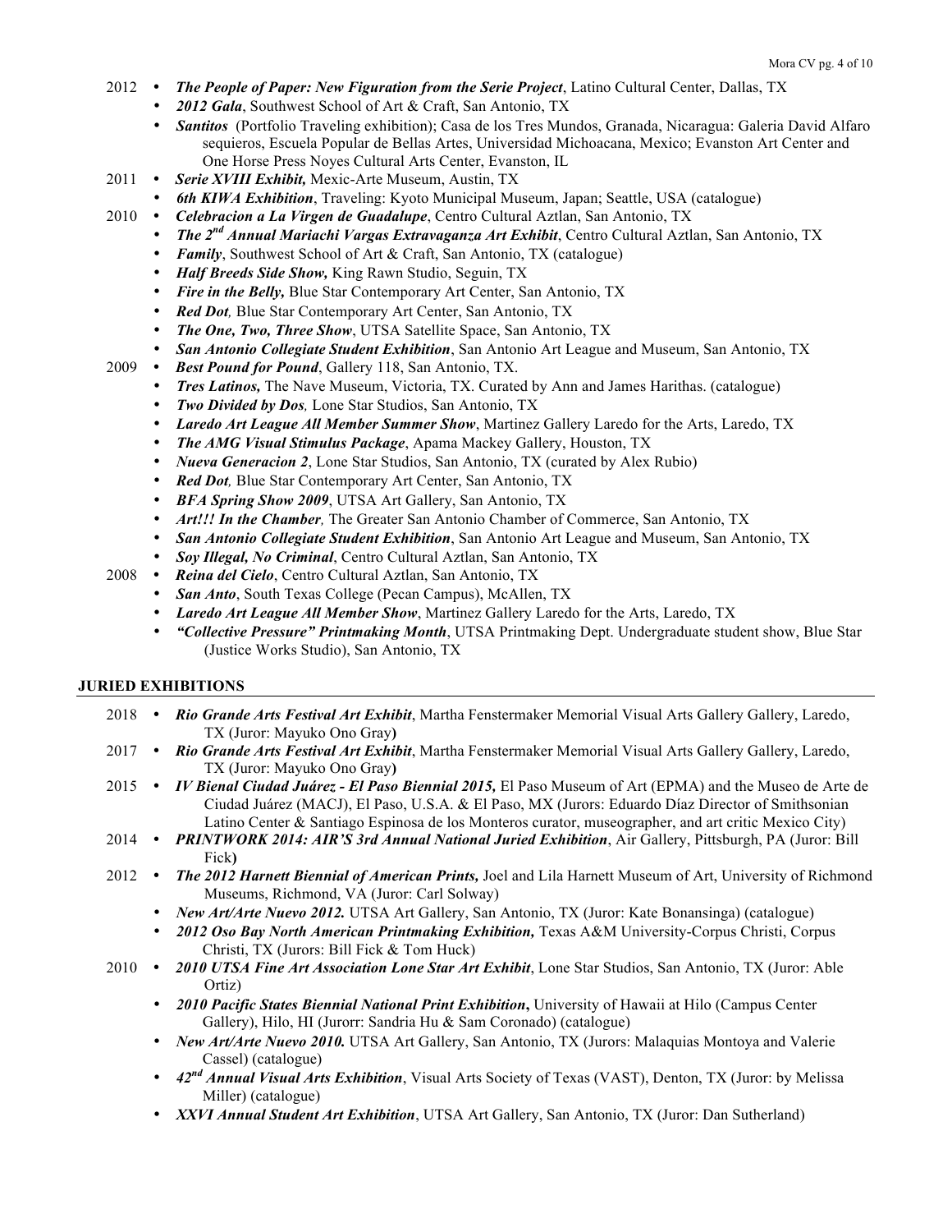- 2012
  - ***The People of Paper: New Figuration from the Serie Project***, Latino Cultural Center, Dallas, TX
  - ***2012 Gala***, Southwest School of Art & Craft, San Antonio, TX
  - ***Santitos*** (Portfolio Traveling exhibition); Casa de los Tres Mundos, Granada, Nicaragua: Galeria David Alfaro sequieros, Escuela Popular de Bellas Artes, Universidad Michoacana, Mexico; Evanston Art Center and One Horse Press Noyes Cultural Arts Center, Evanston, IL
- 2011
  - ***Serie XVIII Exhibit,*** Mexic-Arte Museum, Austin, TX
  - ***6th KIWA Exhibition***, Traveling: Kyoto Municipal Museum, Japan; Seattle, USA (catalogue)
- 2010
  - ***Celebracion a La Virgen de Guadalupe***, Centro Cultural Aztlan, San Antonio, TX
  - ***The 2nd Annual Mariachi Vargas Extravaganza Art Exhibit***, Centro Cultural Aztlan, San Antonio, TX
  - ***Family***, Southwest School of Art & Craft, San Antonio, TX (catalogue)
  - ***Half Breeds Side Show,*** King Rawn Studio, Seguin, TX
  - ***Fire in the Belly,*** Blue Star Contemporary Art Center, San Antonio, TX
  - ***Red Dot,*** Blue Star Contemporary Art Center, San Antonio, TX
  - ***The One, Two, Three Show***, UTSA Satellite Space, San Antonio, TX
  - ***San Antonio Collegiate Student Exhibition***, San Antonio Art League and Museum, San Antonio, TX
- 2009
  - ***Best Pound for Pound***, Gallery 118, San Antonio, TX.
  - ***Tres Latinos,*** The Nave Museum, Victoria, TX. Curated by Ann and James Harithas. (catalogue)
  - ***Two Divided by Dos,*** Lone Star Studios, San Antonio, TX
  - ***Laredo Art League All Member Summer Show***, Martinez Gallery Laredo for the Arts, Laredo, TX
  - ***The AMG Visual Stimulus Package***, Apama Mackey Gallery, Houston, TX
  - ***Nueva Generacion 2***, Lone Star Studios, San Antonio, TX (curated by Alex Rubio)
  - ***Red Dot,*** Blue Star Contemporary Art Center, San Antonio, TX
  - ***BFA Spring Show 2009***, UTSA Art Gallery, San Antonio, TX
  - ***Art!!! In the Chamber,*** The Greater San Antonio Chamber of Commerce, San Antonio, TX
  - ***San Antonio Collegiate Student Exhibition***, San Antonio Art League and Museum, San Antonio, TX
  - ***Soy Illegal, No Criminal***, Centro Cultural Aztlan, San Antonio, TX
- 2008
  - ***Reina del Cielo***, Centro Cultural Aztlan, San Antonio, TX
  - ***San Anto***, South Texas College (Pecan Campus), McAllen, TX
  - ***Laredo Art League All Member Show***, Martinez Gallery Laredo for the Arts, Laredo, TX
  - ***"Collective Pressure" Printmaking Month***, UTSA Printmaking Dept. Undergraduate student show, Blue Star (Justice Works Studio), San Antonio, TX

## JURIED EXHIBITIONS

- 2018
  - ***Rio Grande Arts Festival Art Exhibit***, Martha Fenstermaker Memorial Visual Arts Gallery Gallery, Laredo, TX (Juror: Mayuko Ono Gray)
- 2017
  - ***Rio Grande Arts Festival Art Exhibit***, Martha Fenstermaker Memorial Visual Arts Gallery Gallery, Laredo, TX (Juror: Mayuko Ono Gray)
- 2015
  - ***IV Bienal Ciudad Juárez - El Paso Biennial 2015,*** El Paso Museum of Art (EPMA) and the Museo de Arte de Ciudad Juárez (MACJ), El Paso, U.S.A. & El Paso, MX (Jurors: Eduardo Díaz Director of Smithsonian Latino Center & Santiago Espinosa de los Monteros curator, museographer, and art critic Mexico City)
- 2014
  - ***PRINTWORK 2014: AIR'S 3rd Annual National Juried Exhibition***, Air Gallery, Pittsburgh, PA (Juror: Bill Fick)
- 2012
  - ***The 2012 Harnett Biennial of American Prints,*** Joel and Lila Harnett Museum of Art, University of Richmond Museums, Richmond, VA (Juror: Carl Solway)
  - ***New Art/Arte Nuevo 2012.*** UTSA Art Gallery, San Antonio, TX (Juror: Kate Bonansinga) (catalogue)
  - ***2012 Oso Bay North American Printmaking Exhibition,*** Texas A&M University-Corpus Christi, Corpus Christi, TX (Jurors: Bill Fick & Tom Huck)
- 2010
  - ***2010 UTSA Fine Art Association Lone Star Art Exhibit***, Lone Star Studios, San Antonio, TX (Juror: Able Ortiz)
  - ***2010 Pacific States Biennial National Print Exhibition*,** University of Hawaii at Hilo (Campus Center Gallery), Hilo, HI (Jurorr: Sandria Hu & Sam Coronado) (catalogue)
  - ***New Art/Arte Nuevo 2010.*** UTSA Art Gallery, San Antonio, TX (Jurors: Malaquias Montoya and Valerie Cassel) (catalogue)
  - ***42nd Annual Visual Arts Exhibition***, Visual Arts Society of Texas (VAST), Denton, TX (Juror: by Melissa Miller) (catalogue)
  - ***XXVI Annual Student Art Exhibition***, UTSA Art Gallery, San Antonio, TX (Juror: Dan Sutherland)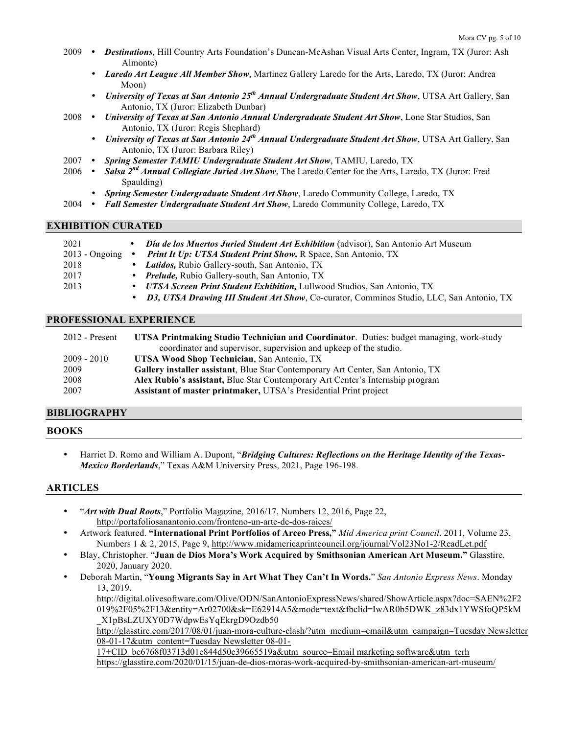- 2009
  - ***Destinations****,* Hill Country Arts Foundation's Duncan-McAshan Visual Arts Center, Ingram, TX (Juror: Ash Almonte)
  - ***Laredo Art League All Member Show***, Martinez Gallery Laredo for the Arts, Laredo, TX (Juror: Andrea Moon)
  - ***University of Texas at San Antonio 25th Annual Undergraduate Student Art Show***, UTSA Art Gallery, San Antonio, TX (Juror: Elizabeth Dunbar)
- 2008
  - ***University of Texas at San Antonio Annual Undergraduate Student Art Show***, Lone Star Studios, San Antonio, TX (Juror: Regis Shephard)
  - ***University of Texas at San Antonio 24th Annual Undergraduate Student Art Show***, UTSA Art Gallery, San Antonio, TX (Juror: Barbara Riley)
- 2007
  - ***Spring Semester TAMIU Undergraduate Student Art Show***, TAMIU, Laredo, TX
- 2006
  - ***Salsa 2nd Annual Collegiate Juried Art Show***, The Laredo Center for the Arts, Laredo, TX (Juror: Fred Spaulding)
  - ***Spring Semester Undergraduate Student Art Show***, Laredo Community College, Laredo, TX
- 2004
  - ***Fall Semester Undergraduate Student Art Show***, Laredo Community College, Laredo, TX

## EXHIBITION CURATED

- 2021
  - ***Día de los Muertos Juried Student Art Exhibition*** (advisor), San Antonio Art Museum
- 2013 - Ongoing
  - ***Print It Up: UTSA Student Print Show,*** R Space, San Antonio, TX
- 2018
  - ***Latidos,*** Rubio Gallery-south, San Antonio, TX
- 2017
  - ***Prelude,*** Rubio Gallery-south, San Antonio, TX
- 2013
  - ***UTSA Screen Print Student Exhibition,*** Lullwood Studios, San Antonio, TX
  - ***D3, UTSA Drawing III Student Art Show***, Co-curator, Comminos Studio, LLC, San Antonio, TX

## PROFESSIONAL EXPERIENCE

- 2012 - Present: **UTSA Printmaking Studio Technician and Coordinator**. Duties: budget managing, work-study coordinator and supervisor, supervision and upkeep of the studio.
- 2009 - 2010: **UTSA Wood Shop Technician**, San Antonio, TX
- 2009: **Gallery installer assistant**, Blue Star Contemporary Art Center, San Antonio, TX
- 2008: **Alex Rubio's assistant,** Blue Star Contemporary Art Center's Internship program
- 2007: **Assistant of master printmaker,** UTSA's Presidential Print project

## BIBLIOGRAPHY

## BOOKS

- Harriet D. Romo and William A. Dupont, "***Bridging Cultures: Reflections on the Heritage Identity of the Texas-Mexico Borderlands***," Texas A&M University Press, 2021, Page 196-198.

## ARTICLES

- "***Art with Dual Roots***," Portfolio Magazine, 2016/17, Numbers 12, 2016, Page 22, http://portafoliosanantonio.com/fronteno-un-arte-de-dos-raices/
- Artwork featured. **"International Print Portfolios of Arceo Press,"** *Mid America print Council*. 2011, Volume 23, Numbers 1 & 2, 2015, Page 9, http://www.midamericaprintcouncil.org/journal/Vol23No1-2/ReadLet.pdf
- Blay, Christopher. "**Juan de Dios Mora's Work Acquired by Smithsonian American Art Museum.**" Glasstire. 2020, January 2020.
- Deborah Martin, "**Young Migrants Say in Art What They Can't In Words.**" *San Antonio Express News*. Monday 13, 2019.
  http://digital.olivesoftware.com/Olive/ODN/SanAntonioExpressNews/shared/ShowArticle.aspx?doc=SAEN%2F2019%2F05%2F13&entity=Ar02700&sk=E62914A5&mode=text&fbclid=IwAR0b5DWK_z83dx1YWSfoQP5kM_X1pBsLZUXY0D7WdpwEsYqEkrgD9Ozdb50
  http://glasstire.com/2017/08/01/juan-mora-culture-clash/?utm_medium=email&utm_campaign=Tuesday Newsletter 08-01-17&utm_content=Tuesday Newsletter 08-01-17+CID_be6768f03713d01e844d50c39665519a&utm_source=Email marketing software&utm_terh
  https://glasstire.com/2020/01/15/juan-de-dios-moras-work-acquired-by-smithsonian-american-art-museum/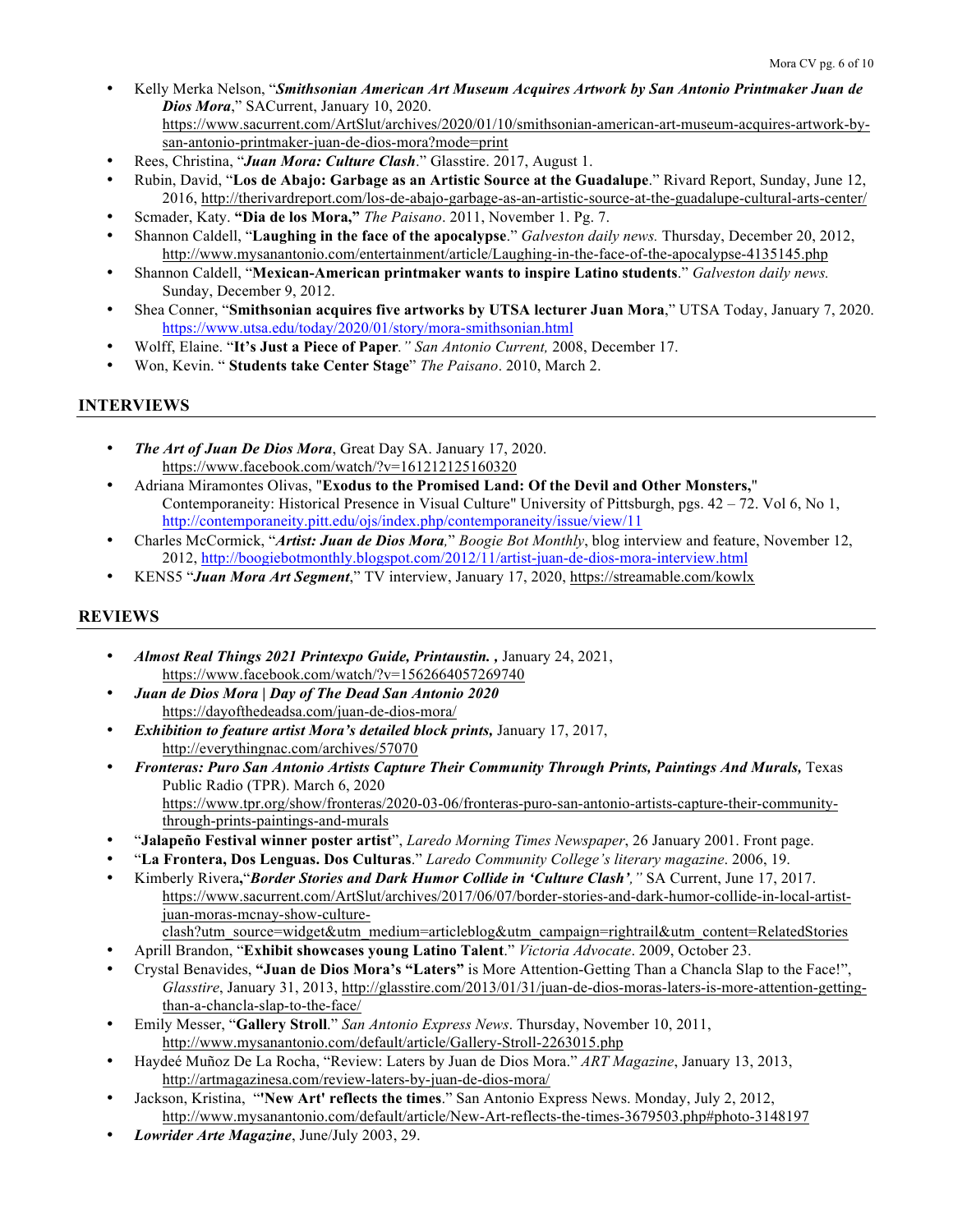- Kelly Merka Nelson, "***Smithsonian American Art Museum Acquires Artwork by San Antonio Printmaker Juan de Dios Mora***," SACurrent, January 10, 2020. https://www.sacurrent.com/ArtSlut/archives/2020/01/10/smithsonian-american-art-museum-acquires-artwork-by-san-antonio-printmaker-juan-de-dios-mora?mode=print
- Rees, Christina, "***Juan Mora: Culture Clash***." Glasstire. 2017, August 1.
- Rubin, David, "**Los de Abajo: Garbage as an Artistic Source at the Guadalupe**." Rivard Report, Sunday, June 12, 2016, http://therivardreport.com/los-de-abajo-garbage-as-an-artistic-source-at-the-guadalupe-cultural-arts-center/
- Scmader, Katy. **"Dia de los Mora,"** *The Paisano*. 2011, November 1. Pg. 7.
- Shannon Caldell, "**Laughing in the face of the apocalypse**." *Galveston daily news.* Thursday, December 20, 2012, http://www.mysanantonio.com/entertainment/article/Laughing-in-the-face-of-the-apocalypse-4135145.php
- Shannon Caldell, "**Mexican-American printmaker wants to inspire Latino students**." *Galveston daily news.* Sunday, December 9, 2012.
- Shea Conner, "**Smithsonian acquires five artworks by UTSA lecturer Juan Mora**," UTSA Today, January 7, 2020. https://www.utsa.edu/today/2020/01/story/mora-smithsonian.html
- Wolff, Elaine. "**It's Just a Piece of Paper**.*" San Antonio Current,* 2008, December 17.
- Won, Kevin. " **Students take Center Stage**" *The Paisano*. 2010, March 2.

## INTERVIEWS

- ***The Art of Juan De Dios Mora***, Great Day SA. January 17, 2020. https://www.facebook.com/watch/?v=161212125160320
- Adriana Miramontes Olivas, "**Exodus to the Promised Land: Of the Devil and Other Monsters,**" Contemporaneity: Historical Presence in Visual Culture" University of Pittsburgh, pgs. 42 – 72. Vol 6, No 1, http://contemporaneity.pitt.edu/ojs/index.php/contemporaneity/issue/view/11
- Charles McCormick, "***Artist: Juan de Dios Mora***," *Boogie Bot Monthly*, blog interview and feature, November 12, 2012, http://boogiebotmonthly.blogspot.com/2012/11/artist-juan-de-dios-mora-interview.html
- KENS5 "***Juan Mora Art Segment***," TV interview, January 17, 2020, https://streamable.com/kowlx

## REVIEWS

- ***Almost Real Things 2021 Printexpo Guide, Printaustin. ,*** January 24, 2021, https://www.facebook.com/watch/?v=1562664057269740
- ***Juan de Dios Mora | Day of The Dead San Antonio 2020*** https://dayofthedeadsa.com/juan-de-dios-mora/
- ***Exhibition to feature artist Mora's detailed block prints,*** January 17, 2017, http://everythingnac.com/archives/57070
- ***Fronteras: Puro San Antonio Artists Capture Their Community Through Prints, Paintings And Murals,*** Texas Public Radio (TPR). March 6, 2020 https://www.tpr.org/show/fronteras/2020-03-06/fronteras-puro-san-antonio-artists-capture-their-community-through-prints-paintings-and-murals
- "**Jalapeño Festival winner poster artist**", *Laredo Morning Times Newspaper*, 26 January 2001. Front page.
- "**La Frontera, Dos Lenguas. Dos Culturas**." *Laredo Community College's literary magazine*. 2006, 19.
- Kimberly Rivera**,**"***Border Stories and Dark Humor Collide in 'Culture Clash',"*** SA Current, June 17, 2017. https://www.sacurrent.com/ArtSlut/archives/2017/06/07/border-stories-and-dark-humor-collide-in-local-artist-juan-moras-mcnay-show-culture-clash?utm_source=widget&utm_medium=articleblog&utm_campaign=rightrail&utm_content=RelatedStories
- Aprill Brandon, "**Exhibit showcases young Latino Talent**." *Victoria Advocate*. 2009, October 23.
- Crystal Benavides, **"Juan de Dios Mora's "Laters"** is More Attention-Getting Than a Chancla Slap to the Face!", *Glasstire*, January 31, 2013, http://glasstire.com/2013/01/31/juan-de-dios-moras-laters-is-more-attention-getting-than-a-chancla-slap-to-the-face/
- Emily Messer, "**Gallery Stroll**." *San Antonio Express News*. Thursday, November 10, 2011, http://www.mysanantonio.com/default/article/Gallery-Stroll-2263015.php
- Haydeé Muñoz De La Rocha, "Review: Laters by Juan de Dios Mora." *ART Magazine*, January 13, 2013, http://artmagazinesa.com/review-laters-by-juan-de-dios-mora/
- Jackson, Kristina, "**'New Art' reflects the times**." San Antonio Express News. Monday, July 2, 2012, http://www.mysanantonio.com/default/article/New-Art-reflects-the-times-3679503.php#photo-3148197
- ***Lowrider Arte Magazine***, June/July 2003, 29.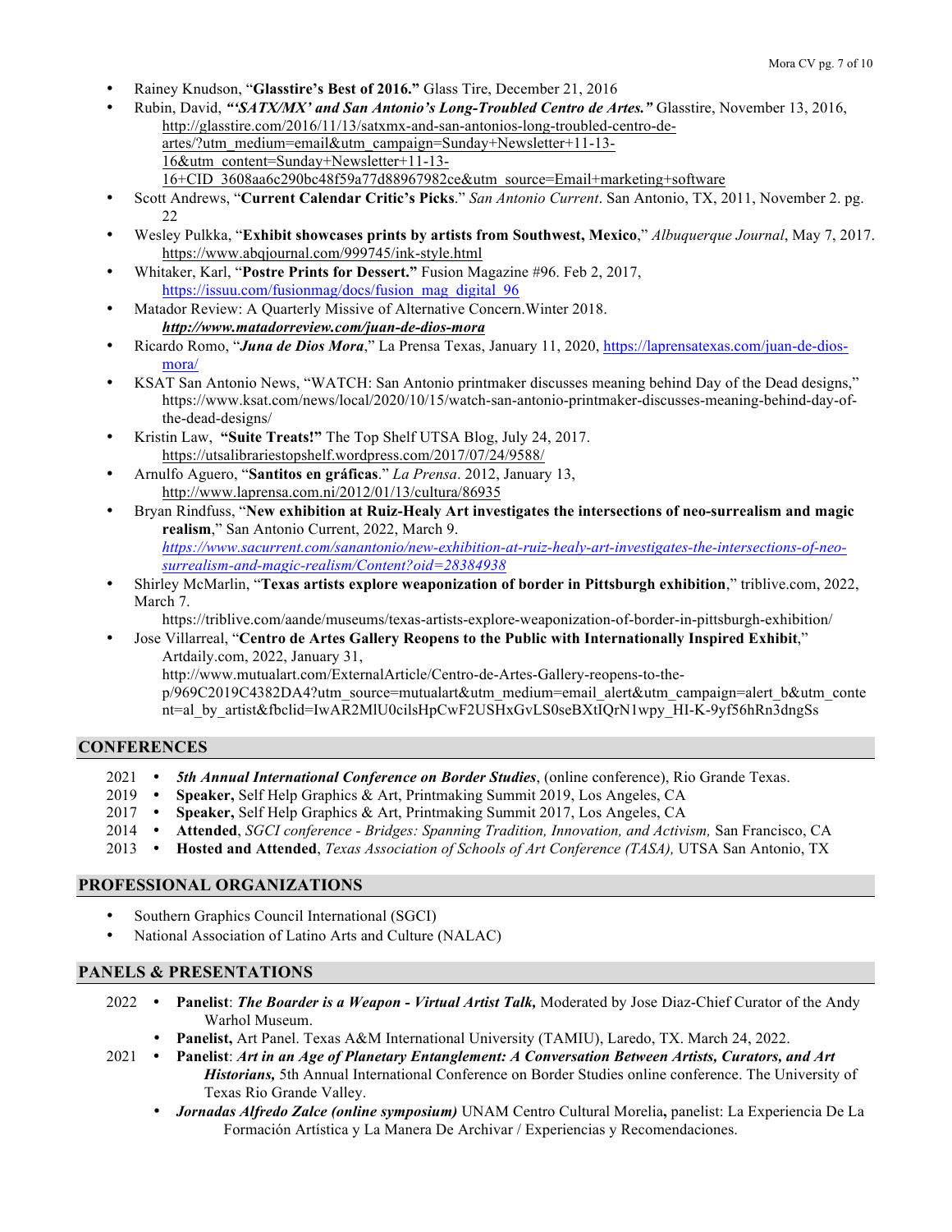- Rainey Knudson, "**Glasstire's Best of 2016.**" Glass Tire, December 21, 2016
- Rubin, David, ***"'SATX/MX' and San Antonio's Long-Troubled Centro de Artes."*** Glasstire, November 13, 2016, http://glasstire.com/2016/11/13/satxmx-and-san-antonios-long-troubled-centro-de-artes/?utm_medium=email&utm_campaign=Sunday+Newsletter+11-13-16&utm_content=Sunday+Newsletter+11-13-16+CID_3608aa6c290bc48f59a77d88967982ce&utm_source=Email+marketing+software
- Scott Andrews, "**Current Calendar Critic's Picks**." *San Antonio Current*. San Antonio, TX, 2011, November 2. pg. 22
- Wesley Pulkka, "**Exhibit showcases prints by artists from Southwest, Mexico**," *Albuquerque Journal*, May 7, 2017. https://www.abqjournal.com/999745/ink-style.html
- Whitaker, Karl, "**Postre Prints for Dessert.**" Fusion Magazine #96. Feb 2, 2017, https://issuu.com/fusionmag/docs/fusion_mag_digital_96
- Matador Review: A Quarterly Missive of Alternative Concern.Winter 2018. ***http://www.matadorreview.com/juan-de-dios-mora***
- Ricardo Romo, "***Juna de Dios Mora***," La Prensa Texas, January 11, 2020, https://laprensatexas.com/juan-de-dios-mora/
- KSAT San Antonio News, "WATCH: San Antonio printmaker discusses meaning behind Day of the Dead designs," https://www.ksat.com/news/local/2020/10/15/watch-san-antonio-printmaker-discusses-meaning-behind-day-of-the-dead-designs/
- Kristin Law, "**Suite Treats!"** The Top Shelf UTSA Blog, July 24, 2017. https://utsalibrariestopshelf.wordpress.com/2017/07/24/9588/
- Arnulfo Aguero, "**Santitos en gráficas**." *La Prensa*. 2012, January 13, http://www.laprensa.com.ni/2012/01/13/cultura/86935
- Bryan Rindfuss, "**New exhibition at Ruiz-Healy Art investigates the intersections of neo-surrealism and magic realism**," San Antonio Current, 2022, March 9. *https://www.sacurrent.com/sanantonio/new-exhibition-at-ruiz-healy-art-investigates-the-intersections-of-neo-surrealism-and-magic-realism/Content?oid=28384938*
- Shirley McMarlin, "**Texas artists explore weaponization of border in Pittsburgh exhibition**," triblive.com, 2022, March 7. https://triblive.com/aande/museums/texas-artists-explore-weaponization-of-border-in-pittsburgh-exhibition/
- Jose Villarreal, "**Centro de Artes Gallery Reopens to the Public with Internationally Inspired Exhibit**," Artdaily.com, 2022, January 31, http://www.mutualart.com/ExternalArticle/Centro-de-Artes-Gallery-reopens-to-the-p/969C2019C4382DA4?utm_source=mutualart&utm_medium=email_alert&utm_campaign=alert_b&utm_content=al_by_artist&fbclid=IwAR2MlU0cilsHpCwF2USHxGvLS0seBXtIQrN1wpy_HI-K-9yf56hRn3dngSs

## CONFERENCES

- 2021 • ***5th Annual International Conference on Border Studies***, (online conference), Rio Grande Texas.
- 2019 • **Speaker,** Self Help Graphics & Art, Printmaking Summit 2019, Los Angeles, CA
- 2017 • **Speaker,** Self Help Graphics & Art, Printmaking Summit 2017, Los Angeles, CA
- 2014 • **Attended**, *SGCI conference - Bridges: Spanning Tradition, Innovation, and Activism,* San Francisco, CA
- 2013 • **Hosted and Attended**, *Texas Association of Schools of Art Conference (TASA),* UTSA San Antonio, TX

## PROFESSIONAL ORGANIZATIONS

- Southern Graphics Council International (SGCI)
- National Association of Latino Arts and Culture (NALAC)

## PANELS & PRESENTATIONS

- 2022 • **Panelist**: ***The Boarder is a Weapon - Virtual Artist Talk,*** Moderated by Jose Diaz-Chief Curator of the Andy Warhol Museum.
  - **Panelist,** Art Panel. Texas A&M International University (TAMIU), Laredo, TX. March 24, 2022.
- 2021 • **Panelist**: ***Art in an Age of Planetary Entanglement: A Conversation Between Artists, Curators, and Art Historians,*** 5th Annual International Conference on Border Studies online conference. The University of Texas Rio Grande Valley.
  - ***Jornadas Alfredo Zalce (online symposium)*** UNAM Centro Cultural Morelia**,** panelist: La Experiencia De La Formación Artística y La Manera De Archivar / Experiencias y Recomendaciones.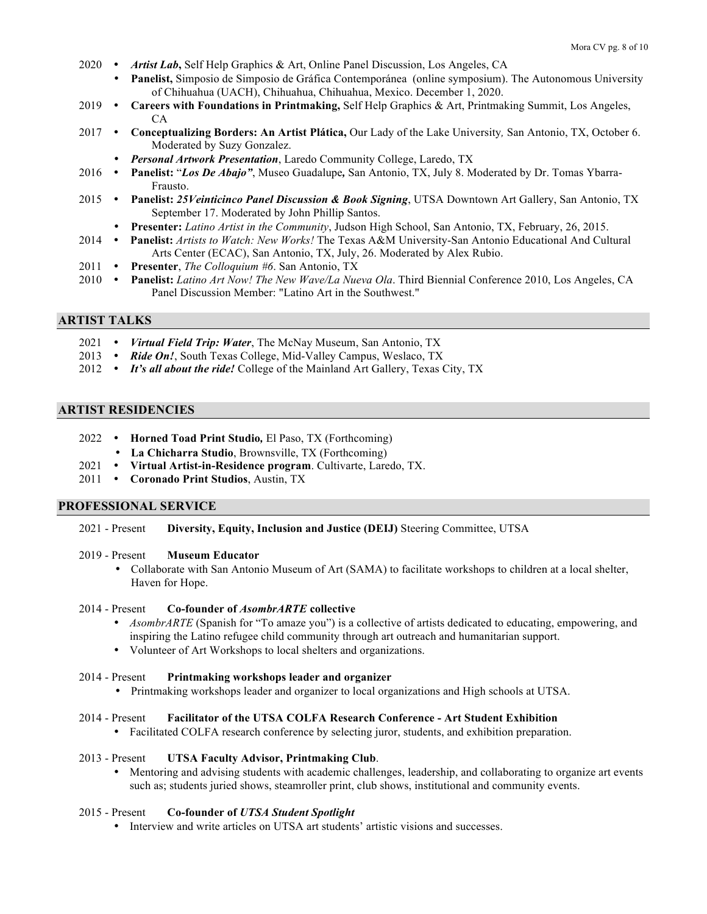- 2020
  - ***Artist Lab*, **Self Help Graphics & Art, Online Panel Discussion, Los Angeles, CA
  - **Panelist,** Simposio de Simposio de Gráfica Contemporánea (online symposium). The Autonomous University of Chihuahua (UACH), Chihuahua, Chihuahua, Mexico. December 1, 2020.
- 2019
  - **Careers with Foundations in Printmaking,** Self Help Graphics & Art, Printmaking Summit, Los Angeles, CA
- 2017
  - **Conceptualizing Borders: An Artist Plática,** Our Lady of the Lake University*,* San Antonio, TX, October 6. Moderated by Suzy Gonzalez.
  - ***Personal Artwork Presentation***, Laredo Community College, Laredo, TX
- 2016
  - **Panelist:** "***Los De Abajo"***, Museo Guadalupe***,*** San Antonio, TX, July 8. Moderated by Dr. Tomas Ybarra-Frausto.
- 2015
  - **Panelist: *25Veinticinco Panel Discussion & Book Signing***, UTSA Downtown Art Gallery, San Antonio, TX September 17. Moderated by John Phillip Santos.
  - **Presenter:** *Latino Artist in the Community*, Judson High School, San Antonio, TX, February, 26, 2015.
- 2014
  - **Panelist:** *Artists to Watch: New Works!* The Texas A&M University-San Antonio Educational And Cultural Arts Center (ECAC), San Antonio, TX, July, 26. Moderated by Alex Rubio.
- 2011
  - **Presenter**, *The Colloquium #6*. San Antonio, TX
- 2010
  - **Panelist:** *Latino Art Now! The New Wave/La Nueva Ola*. Third Biennial Conference 2010, Los Angeles, CA Panel Discussion Member: "Latino Art in the Southwest."

## ARTIST TALKS

- 2021
  - ***Virtual Field Trip: Water***, The McNay Museum, San Antonio, TX
- 2013
  - ***Ride On!***, South Texas College, Mid-Valley Campus, Weslaco, TX
- 2012
  - ***It's all about the ride!*** College of the Mainland Art Gallery, Texas City, TX

## ARTIST RESIDENCIES

- 2022
  - **Horned Toad Print Studio***,* El Paso, TX (Forthcoming)
  - **La Chicharra Studio**, Brownsville, TX (Forthcoming)
- 2021
  - **Virtual Artist-in-Residence program**. Cultivarte, Laredo, TX.
- 2011
  - **Coronado Print Studios**, Austin, TX

## PROFESSIONAL SERVICE

2021 - Present **Diversity, Equity, Inclusion and Justice (DEIJ)** Steering Committee, UTSA

2019 - Present **Museum Educator**

- Collaborate with San Antonio Museum of Art (SAMA) to facilitate workshops to children at a local shelter, Haven for Hope.

2014 - Present **Co-founder of *AsombrARTE* collective**

- *AsombrARTE* (Spanish for "To amaze you") is a collective of artists dedicated to educating, empowering, and inspiring the Latino refugee child community through art outreach and humanitarian support.
- Volunteer of Art Workshops to local shelters and organizations.

2014 - Present **Printmaking workshops leader and organizer**

- Printmaking workshops leader and organizer to local organizations and High schools at UTSA.

2014 - Present **Facilitator of the UTSA COLFA Research Conference - Art Student Exhibition**

- Facilitated COLFA research conference by selecting juror, students, and exhibition preparation.

2013 - Present **UTSA Faculty Advisor, Printmaking Club**.

- Mentoring and advising students with academic challenges, leadership, and collaborating to organize art events such as; students juried shows, steamroller print, club shows, institutional and community events.

2015 - Present **Co-founder of *UTSA Student Spotlight***

- Interview and write articles on UTSA art students' artistic visions and successes.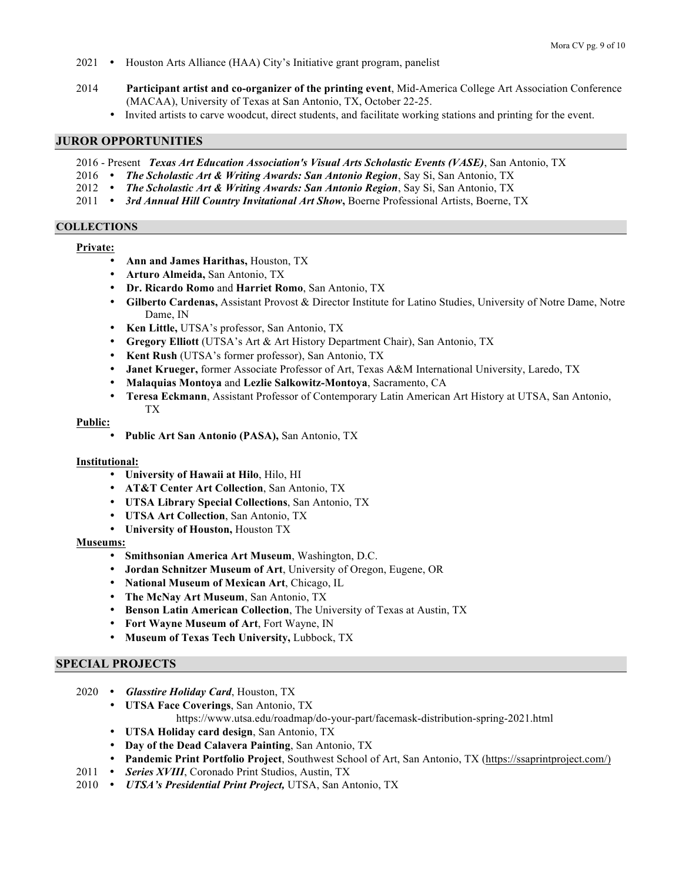- 2021 • Houston Arts Alliance (HAA) City's Initiative grant program, panelist

- 2014 **Participant artist and co-organizer of the printing event**, Mid-America College Art Association Conference (MACAA), University of Texas at San Antonio, TX, October 22-25.
  - Invited artists to carve woodcut, direct students, and facilitate working stations and printing for the event.

## JUROR OPPORTUNITIES

- 2016 - Present ***Texas Art Education Association's Visual Arts Scholastic Events (VASE)***, San Antonio, TX
- 2016 • ***The Scholastic Art & Writing Awards: San Antonio Region***, Say Si, San Antonio, TX
- 2012 • ***The Scholastic Art & Writing Awards: San Antonio Region***, Say Si, San Antonio, TX
- 2011 • ***3rd Annual Hill Country Invitational Art Show*****,** Boerne Professional Artists, Boerne, TX

## COLLECTIONS

**Private:**

- **Ann and James Harithas,** Houston, TX
- **Arturo Almeida,** San Antonio, TX
- **Dr. Ricardo Romo** and **Harriet Romo**, San Antonio, TX
- **Gilberto Cardenas,** Assistant Provost & Director Institute for Latino Studies, University of Notre Dame, Notre Dame, IN
- **Ken Little,** UTSA's professor, San Antonio, TX
- **Gregory Elliott** (UTSA's Art & Art History Department Chair), San Antonio, TX
- **Kent Rush** (UTSA's former professor), San Antonio, TX
- **Janet Krueger,** former Associate Professor of Art, Texas A&M International University, Laredo, TX
- **Malaquias Montoya** and **Lezlie Salkowitz-Montoya**, Sacramento, CA
- **Teresa Eckmann**, Assistant Professor of Contemporary Latin American Art History at UTSA, San Antonio, TX

**Public:**

- **Public Art San Antonio (PASA),** San Antonio, TX

**Institutional:**

- **University of Hawaii at Hilo**, Hilo, HI
- **AT&T Center Art Collection**, San Antonio, TX
- **UTSA Library Special Collections**, San Antonio, TX
- **UTSA Art Collection**, San Antonio, TX
- **University of Houston,** Houston TX

**Museums:**

- **Smithsonian America Art Museum**, Washington, D.C.
- **Jordan Schnitzer Museum of Art**, University of Oregon, Eugene, OR
- **National Museum of Mexican Art**, Chicago, IL
- **The McNay Art Museum**, San Antonio, TX
- **Benson Latin American Collection**, The University of Texas at Austin, TX
- **Fort Wayne Museum of Art**, Fort Wayne, IN
- **Museum of Texas Tech University,** Lubbock, TX

## SPECIAL PROJECTS

- 2020 • ***Glasstire Holiday Card***, Houston, TX
  - **UTSA Face Coverings**, San Antonio, TX https://www.utsa.edu/roadmap/do-your-part/facemask-distribution-spring-2021.html
  - **UTSA Holiday card design**, San Antonio, TX
  - **Day of the Dead Calavera Painting**, San Antonio, TX
  - **Pandemic Print Portfolio Project**, Southwest School of Art, San Antonio, TX (https://ssaprintproject.com/)
- 2011 • ***Series XVIII***, Coronado Print Studios, Austin, TX
- 2010 • ***UTSA's Presidential Print Project,*** UTSA, San Antonio, TX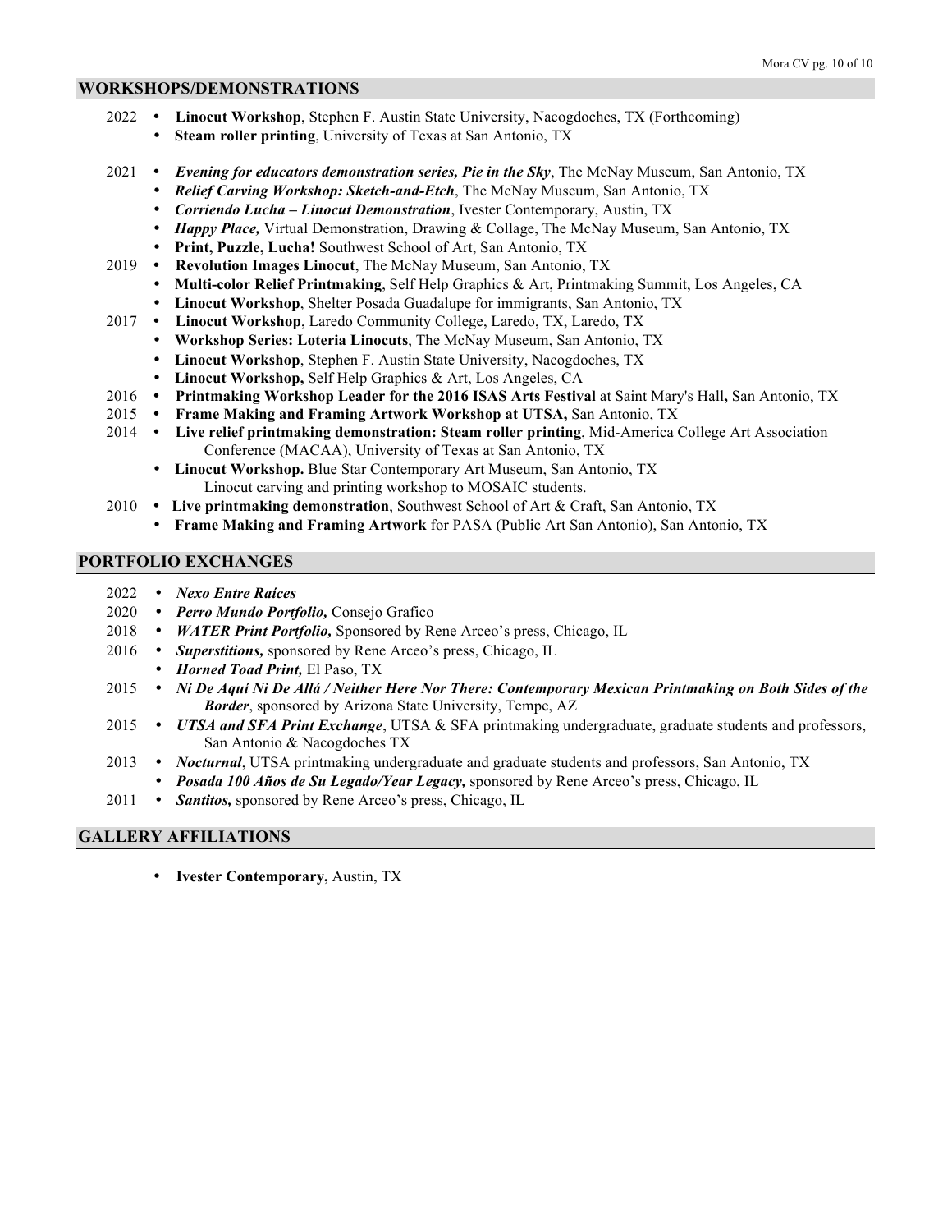## WORKSHOPS/DEMONSTRATIONS

2022
- **Linocut Workshop**, Stephen F. Austin State University, Nacogdoches, TX (Forthcoming)
- **Steam roller printing**, University of Texas at San Antonio, TX

2021
- ***Evening for educators demonstration series, Pie in the Sky***, The McNay Museum, San Antonio, TX
- ***Relief Carving Workshop: Sketch-and-Etch***, The McNay Museum, San Antonio, TX
- ***Corriendo Lucha – Linocut Demonstration***, Ivester Contemporary, Austin, TX
- ***Happy Place,*** Virtual Demonstration, Drawing & Collage, The McNay Museum, San Antonio, TX
- **Print, Puzzle, Lucha!** Southwest School of Art, San Antonio, TX

2019
- **Revolution Images Linocut**, The McNay Museum, San Antonio, TX
- **Multi-color Relief Printmaking**, Self Help Graphics & Art, Printmaking Summit, Los Angeles, CA
- **Linocut Workshop**, Shelter Posada Guadalupe for immigrants, San Antonio, TX

2017
- **Linocut Workshop**, Laredo Community College, Laredo, TX, Laredo, TX
- **Workshop Series: Loteria Linocuts**, The McNay Museum, San Antonio, TX
- **Linocut Workshop**, Stephen F. Austin State University, Nacogdoches, TX
- **Linocut Workshop,** Self Help Graphics & Art, Los Angeles, CA

2016
- **Printmaking Workshop Leader for the 2016 ISAS Arts Festival** at Saint Mary's Hall**,** San Antonio, TX

2015
- **Frame Making and Framing Artwork Workshop at UTSA,** San Antonio, TX

2014
- **Live relief printmaking demonstration: Steam roller printing**, Mid-America College Art Association Conference (MACAA), University of Texas at San Antonio, TX
- **Linocut Workshop.** Blue Star Contemporary Art Museum, San Antonio, TX
  Linocut carving and printing workshop to MOSAIC students.

2010
- **Live printmaking demonstration**, Southwest School of Art & Craft, San Antonio, TX
- **Frame Making and Framing Artwork** for PASA (Public Art San Antonio), San Antonio, TX

## PORTFOLIO EXCHANGES

2022
- ***Nexo Entre Raíces***

2020
- ***Perro Mundo Portfolio,*** Consejo Grafico

2018
- ***WATER Print Portfolio,*** Sponsored by Rene Arceo's press, Chicago, IL

2016
- ***Superstitions,*** sponsored by Rene Arceo's press, Chicago, IL
- ***Horned Toad Print,*** El Paso, TX

2015
- ***Ni De Aquí Ni De Allá / Neither Here Nor There: Contemporary Mexican Printmaking on Both Sides of the Border***, sponsored by Arizona State University, Tempe, AZ

2015
- ***UTSA and SFA Print Exchange***, UTSA & SFA printmaking undergraduate, graduate students and professors, San Antonio & Nacogdoches TX

2013
- ***Nocturnal***, UTSA printmaking undergraduate and graduate students and professors, San Antonio, TX
- ***Posada 100 Años de Su Legado/Year Legacy,*** sponsored by Rene Arceo's press, Chicago, IL

2011
- ***Santitos,*** sponsored by Rene Arceo's press, Chicago, IL

## GALLERY AFFILIATIONS

- **Ivester Contemporary,** Austin, TX